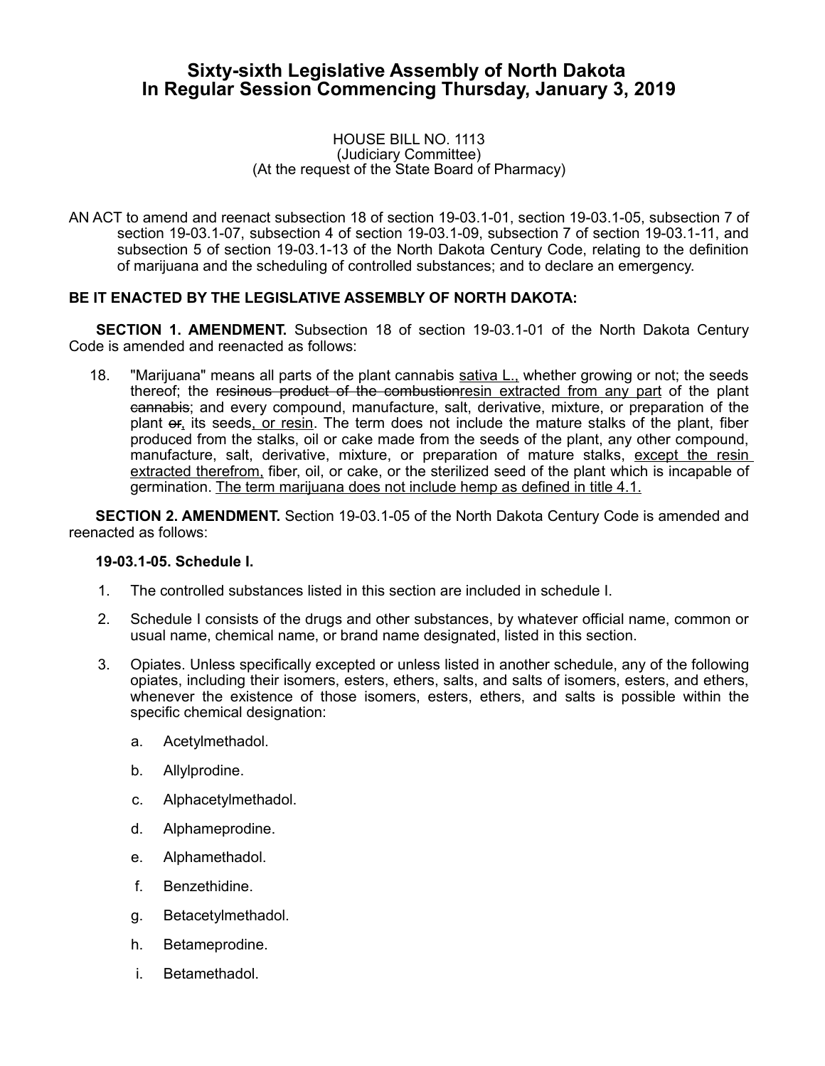# Sixty-sixth Legislative Assembly of North Dakota
# In Regular Session Commencing Thursday, January 3, 2019

HOUSE BILL NO. 1113
(Judiciary Committee)
(At the request of the State Board of Pharmacy)

AN ACT to amend and reenact subsection 18 of section 19-03.1-01, section 19-03.1-05, subsection 7 of section 19-03.1-07, subsection 4 of section 19-03.1-09, subsection 7 of section 19-03.1-11, and subsection 5 of section 19-03.1-13 of the North Dakota Century Code, relating to the definition of marijuana and the scheduling of controlled substances; and to declare an emergency.

**BE IT ENACTED BY THE LEGISLATIVE ASSEMBLY OF NORTH DAKOTA:**

**SECTION 1. AMENDMENT.** Subsection 18 of section 19-03.1-01 of the North Dakota Century Code is amended and reenacted as follows:

18. "Marijuana" means all parts of the plant cannabis <u>sativa L.,</u> whether growing or not; the seeds thereof; the ~~resinous product of the combustion~~<u>resin extracted from any part</u> of the plant ~~cannabis~~; and every compound, manufacture, salt, derivative, mixture, or preparation of the plant ~~or~~<u>,</u> its seeds<u>, or resin</u>. The term does not include the mature stalks of the plant, fiber produced from the stalks, oil or cake made from the seeds of the plant, any other compound, manufacture, salt, derivative, mixture, or preparation of mature stalks, <u>except the resin extracted therefrom,</u> fiber, oil, or cake, or the sterilized seed of the plant which is incapable of germination. <u>The term marijuana does not include hemp as defined in title 4.1.</u>

**SECTION 2. AMENDMENT.** Section 19-03.1-05 of the North Dakota Century Code is amended and reenacted as follows:

**19-03.1-05. Schedule I.**

1. The controlled substances listed in this section are included in schedule I.
2. Schedule I consists of the drugs and other substances, by whatever official name, common or usual name, chemical name, or brand name designated, listed in this section.
3. Opiates. Unless specifically excepted or unless listed in another schedule, any of the following opiates, including their isomers, esters, ethers, salts, and salts of isomers, esters, and ethers, whenever the existence of those isomers, esters, ethers, and salts is possible within the specific chemical designation:
   - a. Acetylmethadol.
   - b. Allylprodine.
   - c. Alphacetylmethadol.
   - d. Alphameprodine.
   - e. Alphamethadol.
   - f. Benzethidine.
   - g. Betacetylmethadol.
   - h. Betameprodine.
   - i. Betamethadol.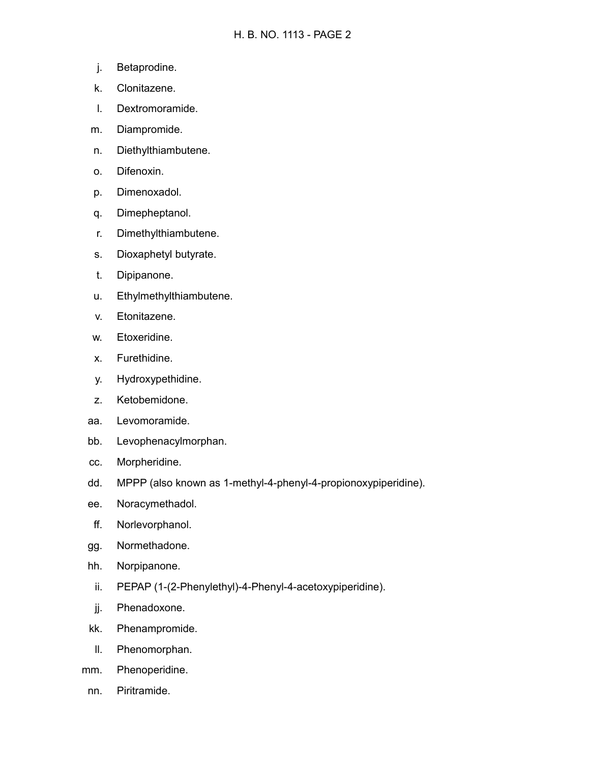j. Betaprodine.

k. Clonitazene.

l. Dextromoramide.

m. Diampromide.

n. Diethylthiambutene.

o. Difenoxin.

p. Dimenoxadol.

q. Dimepheptanol.

r. Dimethylthiambutene.

s. Dioxaphetyl butyrate.

t. Dipipanone.

u. Ethylmethylthiambutene.

v. Etonitazene.

w. Etoxeridine.

x. Furethidine.

y. Hydroxypethidine.

z. Ketobemidone.

aa. Levomoramide.

bb. Levophenacylmorphan.

cc. Morpheridine.

dd. MPPP (also known as 1-methyl-4-phenyl-4-propionoxypiperidine).

ee. Noracymethadol.

ff. Norlevorphanol.

gg. Normethadone.

hh. Norpipanone.

ii. PEPAP (1-(2-Phenylethyl)-4-Phenyl-4-acetoxypiperidine).

jj. Phenadoxone.

kk. Phenampromide.

ll. Phenomorphan.

mm. Phenoperidine.

nn. Piritramide.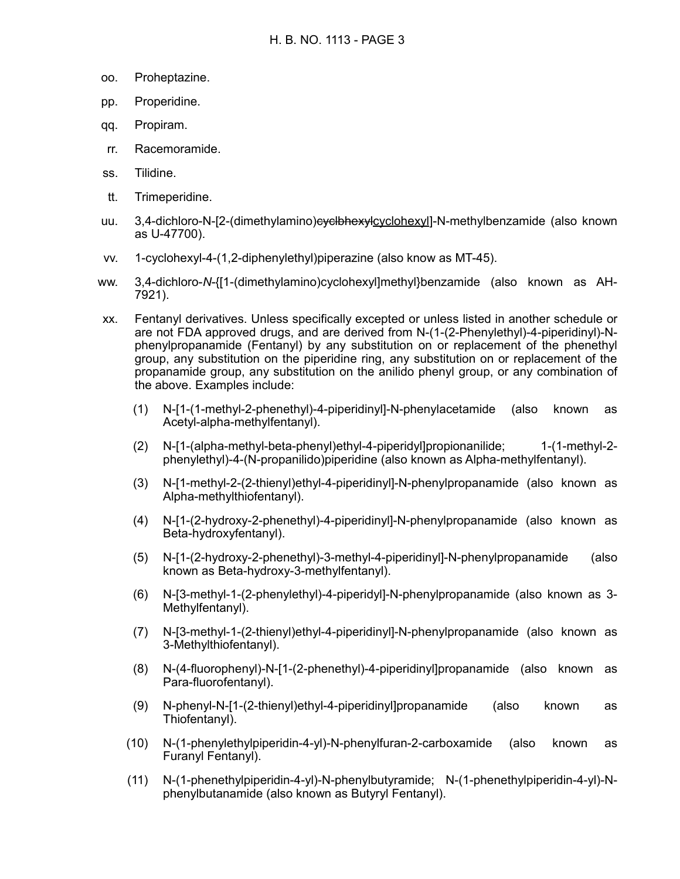oo. Proheptazine.

pp. Properidine.

qq. Propiram.

rr. Racemoramide.

ss. Tilidine.

tt. Trimeperidine.

uu. 3,4-dichloro-N-[2-(dimethylamino)~~cyclbhexyl~~<u>cyclohexyl</u>]-N-methylbenzamide (also known as U-47700).

vv. 1-cyclohexyl-4-(1,2-diphenylethyl)piperazine (also know as MT-45).

ww. 3,4-dichloro-*N*-{[1-(dimethylamino)cyclohexyl]methyl}benzamide (also known as AH-7921).

xx. Fentanyl derivatives. Unless specifically excepted or unless listed in another schedule or are not FDA approved drugs, and are derived from N-(1-(2-Phenylethyl)-4-piperidinyl)-N-phenylpropanamide (Fentanyl) by any substitution on or replacement of the phenethyl group, any substitution on the piperidine ring, any substitution on or replacement of the propanamide group, any substitution on the anilido phenyl group, or any combination of the above. Examples include:

(1) N-[1-(1-methyl-2-phenethyl)-4-piperidinyl]-N-phenylacetamide (also known as Acetyl-alpha-methylfentanyl).

(2) N-[1-(alpha-methyl-beta-phenyl)ethyl-4-piperidyl]propionanilide; 1-(1-methyl-2-phenylethyl)-4-(N-propanilido)piperidine (also known as Alpha-methylfentanyl).

(3) N-[1-methyl-2-(2-thienyl)ethyl-4-piperidinyl]-N-phenylpropanamide (also known as Alpha-methylthiofentanyl).

(4) N-[1-(2-hydroxy-2-phenethyl)-4-piperidinyl]-N-phenylpropanamide (also known as Beta-hydroxyfentanyl).

(5) N-[1-(2-hydroxy-2-phenethyl)-3-methyl-4-piperidinyl]-N-phenylpropanamide (also known as Beta-hydroxy-3-methylfentanyl).

(6) N-[3-methyl-1-(2-phenylethyl)-4-piperidyl]-N-phenylpropanamide (also known as 3-Methylfentanyl).

(7) N-[3-methyl-1-(2-thienyl)ethyl-4-piperidinyl]-N-phenylpropanamide (also known as 3-Methylthiofentanyl).

(8) N-(4-fluorophenyl)-N-[1-(2-phenethyl)-4-piperidinyl]propanamide (also known as Para-fluorofentanyl).

(9) N-phenyl-N-[1-(2-thienyl)ethyl-4-piperidinyl]propanamide (also known as Thiofentanyl).

(10) N-(1-phenylethylpiperidin-4-yl)-N-phenylfuran-2-carboxamide (also known as Furanyl Fentanyl).

(11) N-(1-phenethylpiperidin-4-yl)-N-phenylbutyramide; N-(1-phenethylpiperidin-4-yl)-N-phenylbutanamide (also known as Butyryl Fentanyl).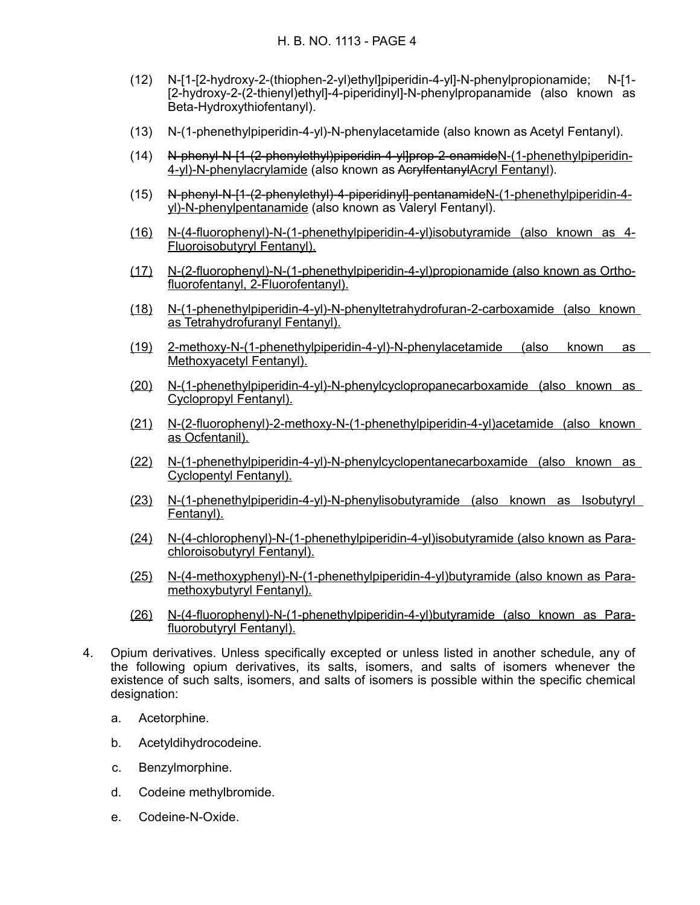(12) N-[1-[2-hydroxy-2-(thiophen-2-yl)ethyl]piperidin-4-yl]-N-phenylpropionamide; N-[1-[2-hydroxy-2-(2-thienyl)ethyl]-4-piperidinyl]-N-phenylpropanamide (also known as Beta-Hydroxythiofentanyl).

(13) N-(1-phenethylpiperidin-4-yl)-N-phenylacetamide (also known as Acetyl Fentanyl).

(14) ~~N-phenyl-N-[1-(2-phenylethyl)piperidin-4-yl]prop-2-enamide~~<u>N-(1-phenethylpiperidin-4-yl)-N-phenylacrylamide</u> (also known as ~~Acrylfentanyl~~<u>Acryl Fentanyl</u>).

(15) ~~N-phenyl-N-[1-(2-phenylethyl)-4-piperidinyl]-pentanamide~~<u>N-(1-phenethylpiperidin-4-yl)-N-phenylpentanamide</u> (also known as Valeryl Fentanyl).

<u>(16) N-(4-fluorophenyl)-N-(1-phenethylpiperidin-4-yl)isobutyramide (also known as 4-Fluoroisobutyryl Fentanyl).</u>

<u>(17) N-(2-fluorophenyl)-N-(1-phenethylpiperidin-4-yl)propionamide (also known as Ortho-fluorofentanyl, 2-Fluorofentanyl).</u>

<u>(18) N-(1-phenethylpiperidin-4-yl)-N-phenyltetrahydrofuran-2-carboxamide (also known as Tetrahydrofuranyl Fentanyl).</u>

<u>(19) 2-methoxy-N-(1-phenethylpiperidin-4-yl)-N-phenylacetamide (also known as Methoxyacetyl Fentanyl).</u>

<u>(20) N-(1-phenethylpiperidin-4-yl)-N-phenylcyclopropanecarboxamide (also known as Cyclopropyl Fentanyl).</u>

<u>(21) N-(2-fluorophenyl)-2-methoxy-N-(1-phenethylpiperidin-4-yl)acetamide (also known as Ocfentanil).</u>

<u>(22) N-(1-phenethylpiperidin-4-yl)-N-phenylcyclopentanecarboxamide (also known as Cyclopentyl Fentanyl).</u>

<u>(23) N-(1-phenethylpiperidin-4-yl)-N-phenylisobutyramide (also known as Isobutyryl Fentanyl).</u>

<u>(24) N-(4-chlorophenyl)-N-(1-phenethylpiperidin-4-yl)isobutyramide (also known as Para-chloroisobutyryl Fentanyl).</u>

<u>(25) N-(4-methoxyphenyl)-N-(1-phenethylpiperidin-4-yl)butyramide (also known as Para-methoxybutyryl Fentanyl).</u>

<u>(26) N-(4-fluorophenyl)-N-(1-phenethylpiperidin-4-yl)butyramide (also known as Para-fluorobutyryl Fentanyl).</u>

4. Opium derivatives. Unless specifically excepted or unless listed in another schedule, any of the following opium derivatives, its salts, isomers, and salts of isomers whenever the existence of such salts, isomers, and salts of isomers is possible within the specific chemical designation:

   a. Acetorphine.

   b. Acetyldihydrocodeine.

   c. Benzylmorphine.

   d. Codeine methylbromide.

   e. Codeine-N-Oxide.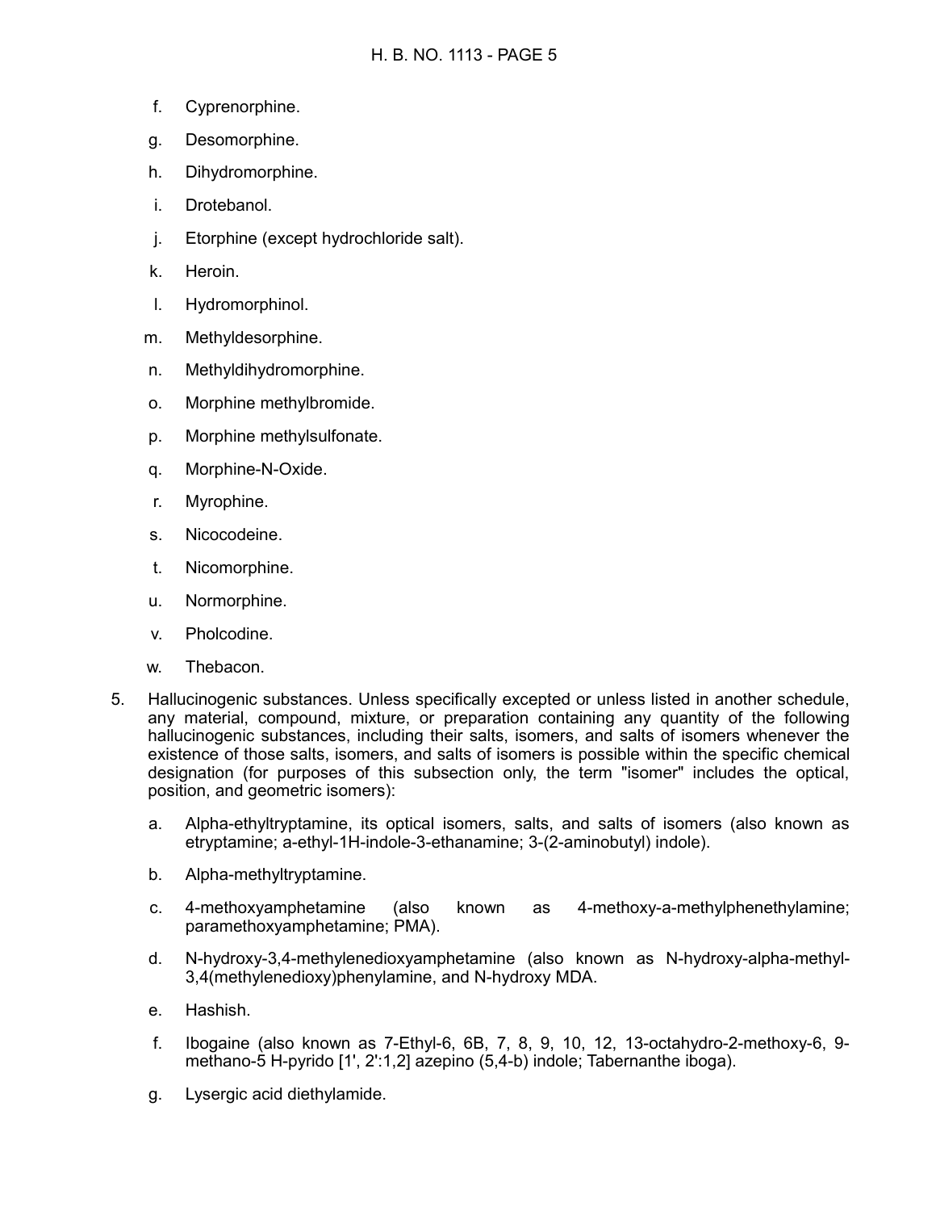f. Cyprenorphine.

g. Desomorphine.

h. Dihydromorphine.

i. Drotebanol.

j. Etorphine (except hydrochloride salt).

k. Heroin.

l. Hydromorphinol.

m. Methyldesorphine.

n. Methyldihydromorphine.

o. Morphine methylbromide.

p. Morphine methylsulfonate.

q. Morphine-N-Oxide.

r. Myrophine.

s. Nicocodeine.

t. Nicomorphine.

u. Normorphine.

v. Pholcodine.

w. Thebacon.

5. Hallucinogenic substances. Unless specifically excepted or unless listed in another schedule, any material, compound, mixture, or preparation containing any quantity of the following hallucinogenic substances, including their salts, isomers, and salts of isomers whenever the existence of those salts, isomers, and salts of isomers is possible within the specific chemical designation (for purposes of this subsection only, the term "isomer" includes the optical, position, and geometric isomers):

    a. Alpha-ethyltryptamine, its optical isomers, salts, and salts of isomers (also known as etryptamine; a-ethyl-1H-indole-3-ethanamine; 3-(2-aminobutyl) indole).

    b. Alpha-methyltryptamine.

    c. 4-methoxyamphetamine (also known as 4-methoxy-a-methylphenethylamine; paramethoxyamphetamine; PMA).

    d. N-hydroxy-3,4-methylenedioxyamphetamine (also known as N-hydroxy-alpha-methyl-3,4(methylenedioxy)phenylamine, and N-hydroxy MDA.

    e. Hashish.

    f. Ibogaine (also known as 7-Ethyl-6, 6B, 7, 8, 9, 10, 12, 13-octahydro-2-methoxy-6, 9-methano-5 H-pyrido [1', 2':1,2] azepino (5,4-b) indole; Tabernanthe iboga).

    g. Lysergic acid diethylamide.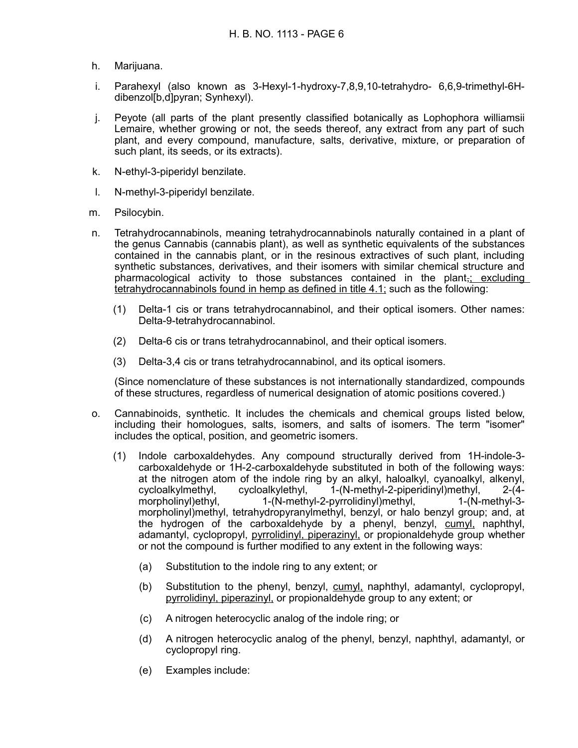h. Marijuana.

i. Parahexyl (also known as 3-Hexyl-1-hydroxy-7,8,9,10-tetrahydro- 6,6,9-trimethyl-6H-dibenzol[b,d]pyran; Synhexyl).

j. Peyote (all parts of the plant presently classified botanically as Lophophora williamsii Lemaire, whether growing or not, the seeds thereof, any extract from any part of such plant, and every compound, manufacture, salts, derivative, mixture, or preparation of such plant, its seeds, or its extracts).

k. N-ethyl-3-piperidyl benzilate.

l. N-methyl-3-piperidyl benzilate.

m. Psilocybin.

n. Tetrahydrocannabinols, meaning tetrahydrocannabinols naturally contained in a plant of the genus Cannabis (cannabis plant), as well as synthetic equivalents of the substances contained in the cannabis plant, or in the resinous extractives of such plant, including synthetic substances, derivatives, and their isomers with similar chemical structure and pharmacological activity to those substances contained in the plant~~,~~<u>; excluding tetrahydrocannabinols found in hemp as defined in title 4.1;</u> such as the following:

   (1) Delta-1 cis or trans tetrahydrocannabinol, and their optical isomers. Other names: Delta-9-tetrahydrocannabinol.

   (2) Delta-6 cis or trans tetrahydrocannabinol, and their optical isomers.

   (3) Delta-3,4 cis or trans tetrahydrocannabinol, and its optical isomers.

   (Since nomenclature of these substances is not internationally standardized, compounds of these structures, regardless of numerical designation of atomic positions covered.)

o. Cannabinoids, synthetic. It includes the chemicals and chemical groups listed below, including their homologues, salts, isomers, and salts of isomers. The term "isomer" includes the optical, position, and geometric isomers.

   (1) Indole carboxaldehydes. Any compound structurally derived from 1H-indole-3-carboxaldehyde or 1H-2-carboxaldehyde substituted in both of the following ways: at the nitrogen atom of the indole ring by an alkyl, haloalkyl, cyanoalkyl, alkenyl, cycloalkylmethyl, cycloalkylethyl, 1-(N-methyl-2-piperidinyl)methyl, 2-(4-morpholinyl)ethyl, 1-(N-methyl-2-pyrrolidinyl)methyl, 1-(N-methyl-3-morpholinyl)methyl, tetrahydropyranylmethyl, benzyl, or halo benzyl group; and, at the hydrogen of the carboxaldehyde by a phenyl, benzyl, <u>cumyl,</u> naphthyl, adamantyl, cyclopropyl, <u>pyrrolidinyl, piperazinyl,</u> or propionaldehyde group whether or not the compound is further modified to any extent in the following ways:

      (a) Substitution to the indole ring to any extent; or

      (b) Substitution to the phenyl, benzyl, <u>cumyl,</u> naphthyl, adamantyl, cyclopropyl, <u>pyrrolidinyl, piperazinyl,</u> or propionaldehyde group to any extent; or

      (c) A nitrogen heterocyclic analog of the indole ring; or

      (d) A nitrogen heterocyclic analog of the phenyl, benzyl, naphthyl, adamantyl, or cyclopropyl ring.

      (e) Examples include: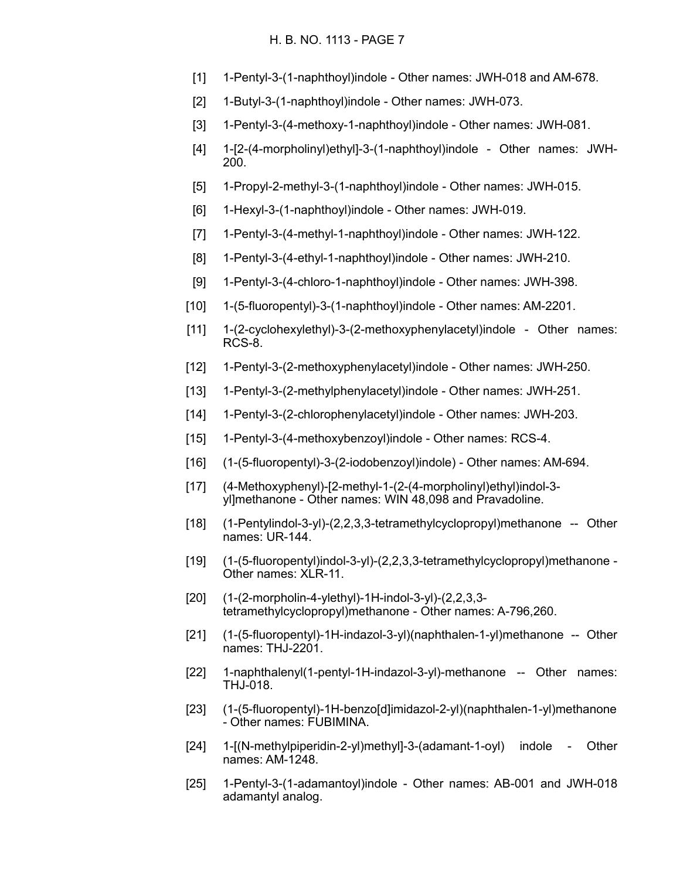[1] 1-Pentyl-3-(1-naphthoyl)indole - Other names: JWH-018 and AM-678.

[2] 1-Butyl-3-(1-naphthoyl)indole - Other names: JWH-073.

[3] 1-Pentyl-3-(4-methoxy-1-naphthoyl)indole - Other names: JWH-081.

[4] 1-[2-(4-morpholinyl)ethyl]-3-(1-naphthoyl)indole - Other names: JWH-200.

[5] 1-Propyl-2-methyl-3-(1-naphthoyl)indole - Other names: JWH-015.

[6] 1-Hexyl-3-(1-naphthoyl)indole - Other names: JWH-019.

[7] 1-Pentyl-3-(4-methyl-1-naphthoyl)indole - Other names: JWH-122.

[8] 1-Pentyl-3-(4-ethyl-1-naphthoyl)indole - Other names: JWH-210.

[9] 1-Pentyl-3-(4-chloro-1-naphthoyl)indole - Other names: JWH-398.

[10] 1-(5-fluoropentyl)-3-(1-naphthoyl)indole - Other names: AM-2201.

[11] 1-(2-cyclohexylethyl)-3-(2-methoxyphenylacetyl)indole - Other names: RCS-8.

[12] 1-Pentyl-3-(2-methoxyphenylacetyl)indole - Other names: JWH-250.

[13] 1-Pentyl-3-(2-methylphenylacetyl)indole - Other names: JWH-251.

[14] 1-Pentyl-3-(2-chlorophenylacetyl)indole - Other names: JWH-203.

[15] 1-Pentyl-3-(4-methoxybenzoyl)indole - Other names: RCS-4.

[16] (1-(5-fluoropentyl)-3-(2-iodobenzoyl)indole) - Other names: AM-694.

[17] (4-Methoxyphenyl)-[2-methyl-1-(2-(4-morpholinyl)ethyl)indol-3-yl]methanone - Other names: WIN 48,098 and Pravadoline.

[18] (1-Pentylindol-3-yl)-(2,2,3,3-tetramethylcyclopropyl)methanone -- Other names: UR-144.

[19] (1-(5-fluoropentyl)indol-3-yl)-(2,2,3,3-tetramethylcyclopropyl)methanone - Other names: XLR-11.

[20] (1-(2-morpholin-4-ylethyl)-1H-indol-3-yl)-(2,2,3,3-tetramethylcyclopropyl)methanone - Other names: A-796,260.

[21] (1-(5-fluoropentyl)-1H-indazol-3-yl)(naphthalen-1-yl)methanone -- Other names: THJ-2201.

[22] 1-naphthalenyl(1-pentyl-1H-indazol-3-yl)-methanone -- Other names: THJ-018.

[23] (1-(5-fluoropentyl)-1H-benzo[d]imidazol-2-yl)(naphthalen-1-yl)methanone - Other names: FUBIMINA.

[24] 1-[(N-methylpiperidin-2-yl)methyl]-3-(adamant-1-oyl) indole - Other names: AM-1248.

[25] 1-Pentyl-3-(1-adamantoyl)indole - Other names: AB-001 and JWH-018 adamantyl analog.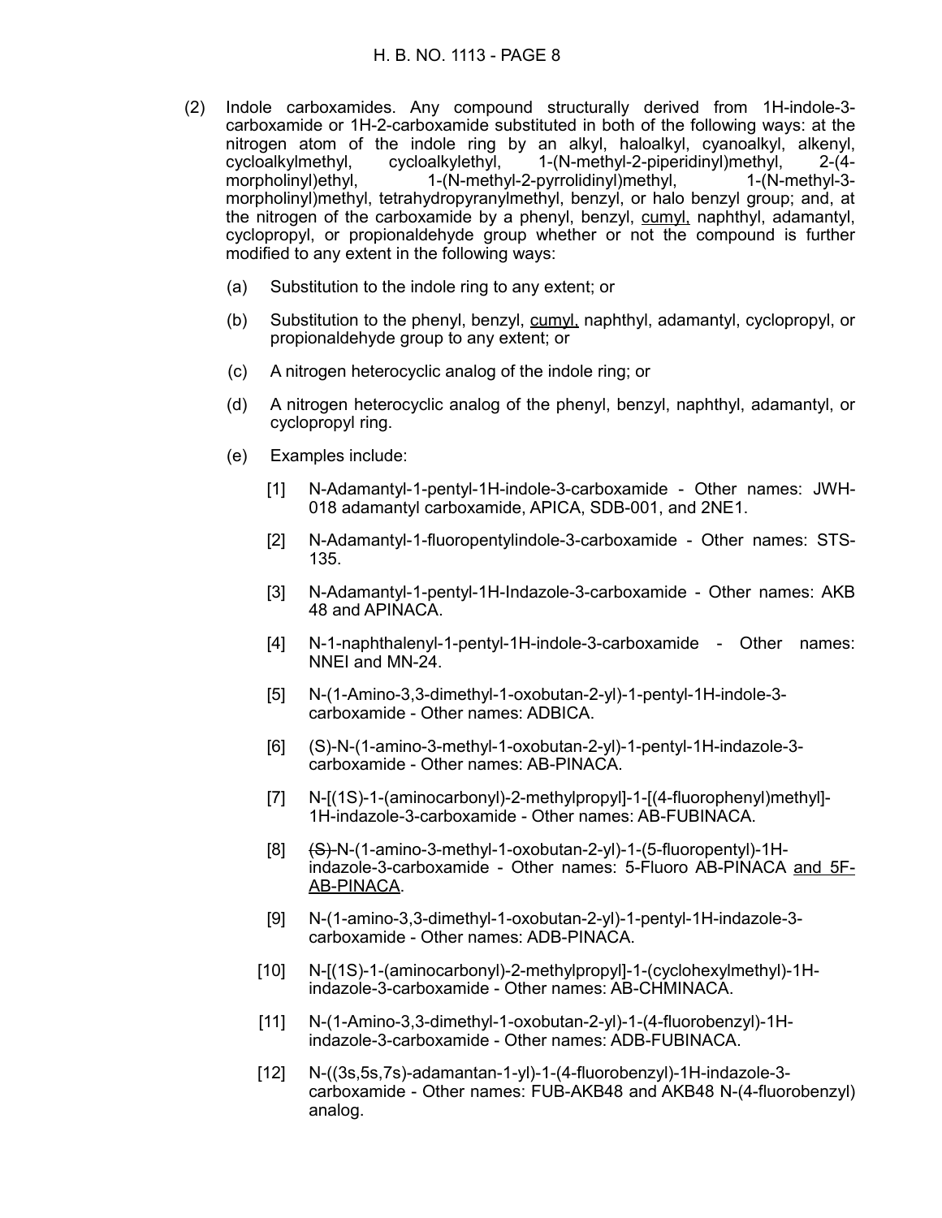(2) Indole carboxamides. Any compound structurally derived from 1H-indole-3-carboxamide or 1H-2-carboxamide substituted in both of the following ways: at the nitrogen atom of the indole ring by an alkyl, haloalkyl, cyanoalkyl, alkenyl, cycloalkylmethyl, cycloalkylethyl, 1-(N-methyl-2-piperidinyl)methyl, 2-(4-morpholinyl)ethyl, 1-(N-methyl-2-pyrrolidinyl)methyl, 1-(N-methyl-3-morpholinyl)methyl, tetrahydropyranylmethyl, benzyl, or halo benzyl group; and, at the nitrogen of the carboxamide by a phenyl, benzyl, <u>cumyl,</u> naphthyl, adamantyl, cyclopropyl, or propionaldehyde group whether or not the compound is further modified to any extent in the following ways:

(a) Substitution to the indole ring to any extent; or

(b) Substitution to the phenyl, benzyl, <u>cumyl,</u> naphthyl, adamantyl, cyclopropyl, or propionaldehyde group to any extent; or

(c) A nitrogen heterocyclic analog of the indole ring; or

(d) A nitrogen heterocyclic analog of the phenyl, benzyl, naphthyl, adamantyl, or cyclopropyl ring.

(e) Examples include:

[1] N-Adamantyl-1-pentyl-1H-indole-3-carboxamide - Other names: JWH-018 adamantyl carboxamide, APICA, SDB-001, and 2NE1.

[2] N-Adamantyl-1-fluoropentylindole-3-carboxamide - Other names: STS-135.

[3] N-Adamantyl-1-pentyl-1H-Indazole-3-carboxamide - Other names: AKB 48 and APINACA.

[4] N-1-naphthalenyl-1-pentyl-1H-indole-3-carboxamide - Other names: NNEI and MN-24.

[5] N-(1-Amino-3,3-dimethyl-1-oxobutan-2-yl)-1-pentyl-1H-indole-3-carboxamide - Other names: ADBICA.

[6] (S)-N-(1-amino-3-methyl-1-oxobutan-2-yl)-1-pentyl-1H-indazole-3-carboxamide - Other names: AB-PINACA.

[7] N-[(1S)-1-(aminocarbonyl)-2-methylpropyl]-1-[(4-fluorophenyl)methyl]-1H-indazole-3-carboxamide - Other names: AB-FUBINACA.

[8] ~~(S)-~~N-(1-amino-3-methyl-1-oxobutan-2-yl)-1-(5-fluoropentyl)-1H-indazole-3-carboxamide - Other names: 5-Fluoro AB-PINACA <u>and 5F-AB-PINACA</u>.

[9] N-(1-amino-3,3-dimethyl-1-oxobutan-2-yl)-1-pentyl-1H-indazole-3-carboxamide - Other names: ADB-PINACA.

[10] N-[(1S)-1-(aminocarbonyl)-2-methylpropyl]-1-(cyclohexylmethyl)-1H-indazole-3-carboxamide - Other names: AB-CHMINACA.

[11] N-(1-Amino-3,3-dimethyl-1-oxobutan-2-yl)-1-(4-fluorobenzyl)-1H-indazole-3-carboxamide - Other names: ADB-FUBINACA.

[12] N-((3s,5s,7s)-adamantan-1-yl)-1-(4-fluorobenzyl)-1H-indazole-3-carboxamide - Other names: FUB-AKB48 and AKB48 N-(4-fluorobenzyl) analog.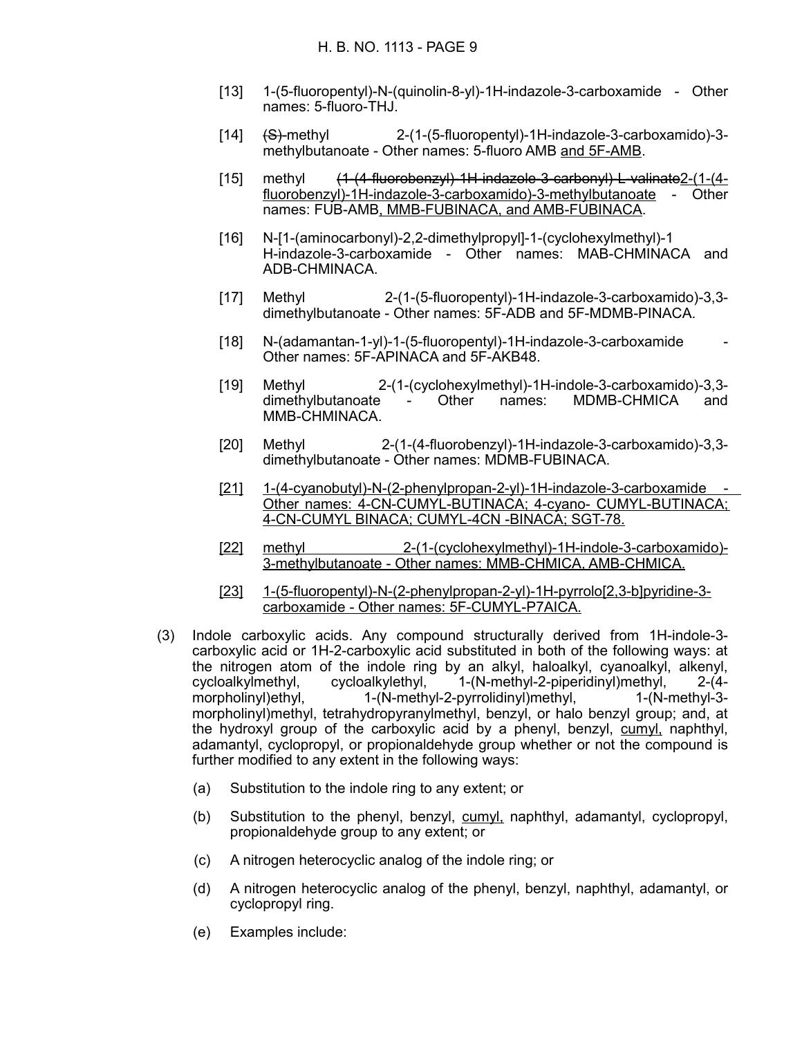[13] 1-(5-fluoropentyl)-N-(quinolin-8-yl)-1H-indazole-3-carboxamide - Other names: 5-fluoro-THJ.

[14] ~~(S)-~~methyl 2-(1-(5-fluoropentyl)-1H-indazole-3-carboxamido)-3-methylbutanoate - Other names: 5-fluoro AMB and 5F-AMB.

[15] methyl ~~(1-(4-fluorobenzyl)-1H-indazole-3-carbonyl)-L-valinate~~2-(1-(4-fluorobenzyl)-1H-indazole-3-carboxamido)-3-methylbutanoate - Other names: FUB-AMB, MMB-FUBINACA, and AMB-FUBINACA.

[16] N-[1-(aminocarbonyl)-2,2-dimethylpropyl]-1-(cyclohexylmethyl)-1 H-indazole-3-carboxamide - Other names: MAB-CHMINACA and ADB-CHMINACA.

[17] Methyl 2-(1-(5-fluoropentyl)-1H-indazole-3-carboxamido)-3,3-dimethylbutanoate - Other names: 5F-ADB and 5F-MDMB-PINACA.

[18] N-(adamantan-1-yl)-1-(5-fluoropentyl)-1H-indazole-3-carboxamide - Other names: 5F-APINACA and 5F-AKB48.

[19] Methyl 2-(1-(cyclohexylmethyl)-1H-indole-3-carboxamido)-3,3-dimethylbutanoate - Other names: MDMB-CHMICA and MMB-CHMINACA.

[20] Methyl 2-(1-(4-fluorobenzyl)-1H-indazole-3-carboxamido)-3,3-dimethylbutanoate - Other names: MDMB-FUBINACA.

[21] 1-(4-cyanobutyl)-N-(2-phenylpropan-2-yl)-1H-indazole-3-carboxamide - Other names: 4-CN-CUMYL-BUTINACA; 4-cyano- CUMYL-BUTINACA; 4-CN-CUMYL BINACA; CUMYL-4CN -BINACA; SGT-78.

[22] methyl 2-(1-(cyclohexylmethyl)-1H-indole-3-carboxamido)-3-methylbutanoate - Other names: MMB-CHMICA, AMB-CHMICA.

[23] 1-(5-fluoropentyl)-N-(2-phenylpropan-2-yl)-1H-pyrrolo[2,3-b]pyridine-3-carboxamide - Other names: 5F-CUMYL-P7AICA.

(3) Indole carboxylic acids. Any compound structurally derived from 1H-indole-3-carboxylic acid or 1H-2-carboxylic acid substituted in both of the following ways: at the nitrogen atom of the indole ring by an alkyl, haloalkyl, cyanoalkyl, alkenyl, cycloalkylmethyl, cycloalkylethyl, 1-(N-methyl-2-piperidinyl)methyl, 2-(4-morpholinyl)ethyl, 1-(N-methyl-2-pyrrolidinyl)methyl, 1-(N-methyl-3-morpholinyl)methyl, tetrahydropyranylmethyl, benzyl, or halo benzyl group; and, at the hydroxyl group of the carboxylic acid by a phenyl, benzyl, cumyl, naphthyl, adamantyl, cyclopropyl, or propionaldehyde group whether or not the compound is further modified to any extent in the following ways:

(a) Substitution to the indole ring to any extent; or

(b) Substitution to the phenyl, benzyl, cumyl, naphthyl, adamantyl, cyclopropyl, propionaldehyde group to any extent; or

(c) A nitrogen heterocyclic analog of the indole ring; or

(d) A nitrogen heterocyclic analog of the phenyl, benzyl, naphthyl, adamantyl, or cyclopropyl ring.

(e) Examples include: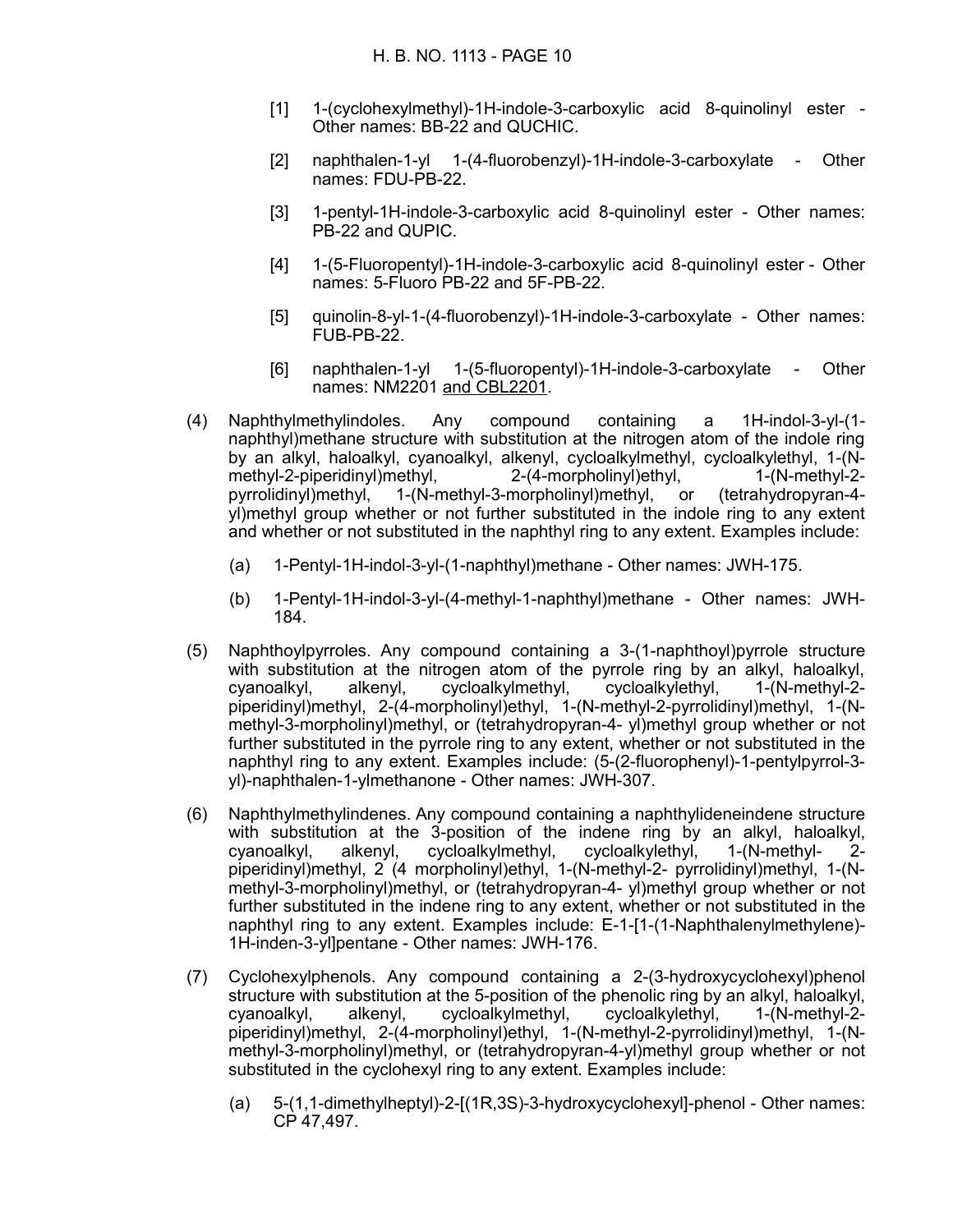[1] 1-(cyclohexylmethyl)-1H-indole-3-carboxylic acid 8-quinolinyl ester - Other names: BB-22 and QUCHIC.

[2] naphthalen-1-yl 1-(4-fluorobenzyl)-1H-indole-3-carboxylate - Other names: FDU-PB-22.

[3] 1-pentyl-1H-indole-3-carboxylic acid 8-quinolinyl ester - Other names: PB-22 and QUPIC.

[4] 1-(5-Fluoropentyl)-1H-indole-3-carboxylic acid 8-quinolinyl ester - Other names: 5-Fluoro PB-22 and 5F-PB-22.

[5] quinolin-8-yl-1-(4-fluorobenzyl)-1H-indole-3-carboxylate - Other names: FUB-PB-22.

[6] naphthalen-1-yl 1-(5-fluoropentyl)-1H-indole-3-carboxylate - Other names: NM2201 and CBL2201.

(4) Naphthylmethylindoles. Any compound containing a 1H-indol-3-yl-(1-naphthyl)methane structure with substitution at the nitrogen atom of the indole ring by an alkyl, haloalkyl, cyanoalkyl, alkenyl, cycloalkylmethyl, cycloalkylethyl, 1-(N-methyl-2-piperidinyl)methyl, 2-(4-morpholinyl)ethyl, 1-(N-methyl-2-pyrrolidinyl)methyl, 1-(N-methyl-3-morpholinyl)methyl, or (tetrahydropyran-4-yl)methyl group whether or not further substituted in the indole ring to any extent and whether or not substituted in the naphthyl ring to any extent. Examples include:

(a) 1-Pentyl-1H-indol-3-yl-(1-naphthyl)methane - Other names: JWH-175.

(b) 1-Pentyl-1H-indol-3-yl-(4-methyl-1-naphthyl)methane - Other names: JWH-184.

(5) Naphthoylpyrroles. Any compound containing a 3-(1-naphthoyl)pyrrole structure with substitution at the nitrogen atom of the pyrrole ring by an alkyl, haloalkyl, cyanoalkyl, alkenyl, cycloalkylmethyl, cycloalkylethyl, 1-(N-methyl-2-piperidinyl)methyl, 2-(4-morpholinyl)ethyl, 1-(N-methyl-2-pyrrolidinyl)methyl, 1-(N-methyl-3-morpholinyl)methyl, or (tetrahydropyran-4- yl)methyl group whether or not further substituted in the pyrrole ring to any extent, whether or not substituted in the naphthyl ring to any extent. Examples include: (5-(2-fluorophenyl)-1-pentylpyrrol-3-yl)-naphthalen-1-ylmethanone - Other names: JWH-307.

(6) Naphthylmethylindenes. Any compound containing a naphthylideneindene structure with substitution at the 3-position of the indene ring by an alkyl, haloalkyl, cyanoalkyl, alkenyl, cycloalkylmethyl, cycloalkylethyl, 1-(N-methyl- 2-piperidinyl)methyl, 2 (4 morpholinyl)ethyl, 1-(N-methyl-2- pyrrolidinyl)methyl, 1-(N-methyl-3-morpholinyl)methyl, or (tetrahydropyran-4- yl)methyl group whether or not further substituted in the indene ring to any extent, whether or not substituted in the naphthyl ring to any extent. Examples include: E-1-[1-(1-Naphthalenylmethylene)-1H-inden-3-yl]pentane - Other names: JWH-176.

(7) Cyclohexylphenols. Any compound containing a 2-(3-hydroxycyclohexyl)phenol structure with substitution at the 5-position of the phenolic ring by an alkyl, haloalkyl, cyanoalkyl, alkenyl, cycloalkylmethyl, cycloalkylethyl, 1-(N-methyl-2-piperidinyl)methyl, 2-(4-morpholinyl)ethyl, 1-(N-methyl-2-pyrrolidinyl)methyl, 1-(N-methyl-3-morpholinyl)methyl, or (tetrahydropyran-4-yl)methyl group whether or not substituted in the cyclohexyl ring to any extent. Examples include:

(a) 5-(1,1-dimethylheptyl)-2-[(1R,3S)-3-hydroxycyclohexyl]-phenol - Other names: CP 47,497.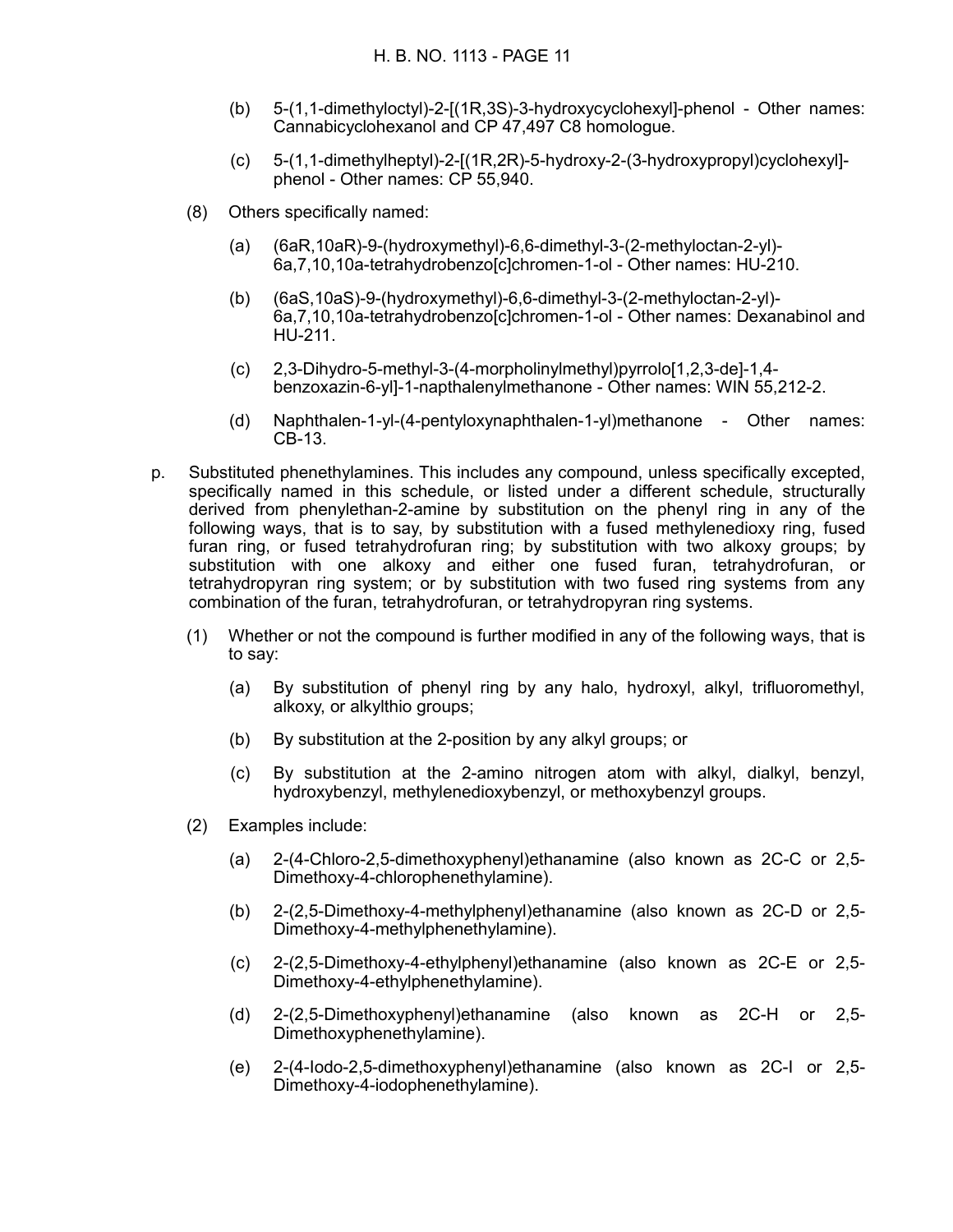(b) 5-(1,1-dimethyloctyl)-2-[(1R,3S)-3-hydroxycyclohexyl]-phenol - Other names: Cannabicyclohexanol and CP 47,497 C8 homologue.

(c) 5-(1,1-dimethylheptyl)-2-[(1R,2R)-5-hydroxy-2-(3-hydroxypropyl)cyclohexyl]-phenol - Other names: CP 55,940.

(8) Others specifically named:

(a) (6aR,10aR)-9-(hydroxymethyl)-6,6-dimethyl-3-(2-methyloctan-2-yl)-6a,7,10,10a-tetrahydrobenzo[c]chromen-1-ol - Other names: HU-210.

(b) (6aS,10aS)-9-(hydroxymethyl)-6,6-dimethyl-3-(2-methyloctan-2-yl)-6a,7,10,10a-tetrahydrobenzo[c]chromen-1-ol - Other names: Dexanabinol and HU-211.

(c) 2,3-Dihydro-5-methyl-3-(4-morpholinylmethyl)pyrrolo[1,2,3-de]-1,4-benzoxazin-6-yl]-1-napthalenylmethanone - Other names: WIN 55,212-2.

(d) Naphthalen-1-yl-(4-pentyloxynaphthalen-1-yl)methanone - Other names: CB-13.

p. Substituted phenethylamines. This includes any compound, unless specifically excepted, specifically named in this schedule, or listed under a different schedule, structurally derived from phenylethan-2-amine by substitution on the phenyl ring in any of the following ways, that is to say, by substitution with a fused methylenedioxy ring, fused furan ring, or fused tetrahydrofuran ring; by substitution with two alkoxy groups; by substitution with one alkoxy and either one fused furan, tetrahydrofuran, or tetrahydropyran ring system; or by substitution with two fused ring systems from any combination of the furan, tetrahydrofuran, or tetrahydropyran ring systems.

(1) Whether or not the compound is further modified in any of the following ways, that is to say:

(a) By substitution of phenyl ring by any halo, hydroxyl, alkyl, trifluoromethyl, alkoxy, or alkylthio groups;

(b) By substitution at the 2-position by any alkyl groups; or

(c) By substitution at the 2-amino nitrogen atom with alkyl, dialkyl, benzyl, hydroxybenzyl, methylenedioxybenzyl, or methoxybenzyl groups.

(2) Examples include:

(a) 2-(4-Chloro-2,5-dimethoxyphenyl)ethanamine (also known as 2C-C or 2,5-Dimethoxy-4-chlorophenethylamine).

(b) 2-(2,5-Dimethoxy-4-methylphenyl)ethanamine (also known as 2C-D or 2,5-Dimethoxy-4-methylphenethylamine).

(c) 2-(2,5-Dimethoxy-4-ethylphenyl)ethanamine (also known as 2C-E or 2,5-Dimethoxy-4-ethylphenethylamine).

(d) 2-(2,5-Dimethoxyphenyl)ethanamine (also known as 2C-H or 2,5-Dimethoxyphenethylamine).

(e) 2-(4-Iodo-2,5-dimethoxyphenyl)ethanamine (also known as 2C-I or 2,5-Dimethoxy-4-iodophenethylamine).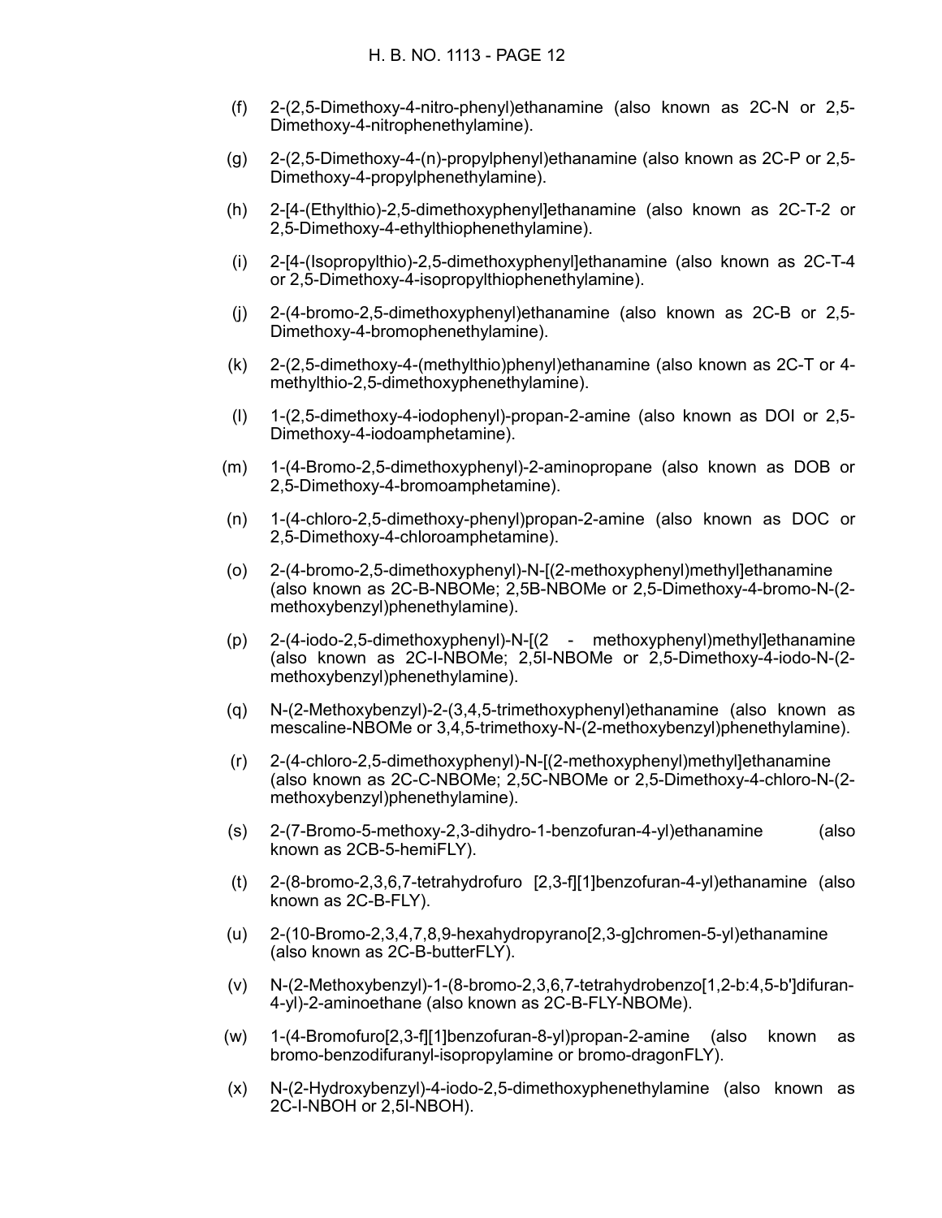(f) 2-(2,5-Dimethoxy-4-nitro-phenyl)ethanamine (also known as 2C-N or 2,5-Dimethoxy-4-nitrophenethylamine).

(g) 2-(2,5-Dimethoxy-4-(n)-propylphenyl)ethanamine (also known as 2C-P or 2,5-Dimethoxy-4-propylphenethylamine).

(h) 2-[4-(Ethylthio)-2,5-dimethoxyphenyl]ethanamine (also known as 2C-T-2 or 2,5-Dimethoxy-4-ethylthiophenethylamine).

(i) 2-[4-(Isopropylthio)-2,5-dimethoxyphenyl]ethanamine (also known as 2C-T-4 or 2,5-Dimethoxy-4-isopropylthiophenethylamine).

(j) 2-(4-bromo-2,5-dimethoxyphenyl)ethanamine (also known as 2C-B or 2,5-Dimethoxy-4-bromophenethylamine).

(k) 2-(2,5-dimethoxy-4-(methylthio)phenyl)ethanamine (also known as 2C-T or 4-methylthio-2,5-dimethoxyphenethylamine).

(l) 1-(2,5-dimethoxy-4-iodophenyl)-propan-2-amine (also known as DOI or 2,5-Dimethoxy-4-iodoamphetamine).

(m) 1-(4-Bromo-2,5-dimethoxyphenyl)-2-aminopropane (also known as DOB or 2,5-Dimethoxy-4-bromoamphetamine).

(n) 1-(4-chloro-2,5-dimethoxy-phenyl)propan-2-amine (also known as DOC or 2,5-Dimethoxy-4-chloroamphetamine).

(o) 2-(4-bromo-2,5-dimethoxyphenyl)-N-[(2-methoxyphenyl)methyl]ethanamine (also known as 2C-B-NBOMe; 2,5B-NBOMe or 2,5-Dimethoxy-4-bromo-N-(2-methoxybenzyl)phenethylamine).

(p) 2-(4-iodo-2,5-dimethoxyphenyl)-N-[(2 - methoxyphenyl)methyl]ethanamine (also known as 2C-I-NBOMe; 2,5I-NBOMe or 2,5-Dimethoxy-4-iodo-N-(2-methoxybenzyl)phenethylamine).

(q) N-(2-Methoxybenzyl)-2-(3,4,5-trimethoxyphenyl)ethanamine (also known as mescaline-NBOMe or 3,4,5-trimethoxy-N-(2-methoxybenzyl)phenethylamine).

(r) 2-(4-chloro-2,5-dimethoxyphenyl)-N-[(2-methoxyphenyl)methyl]ethanamine (also known as 2C-C-NBOMe; 2,5C-NBOMe or 2,5-Dimethoxy-4-chloro-N-(2-methoxybenzyl)phenethylamine).

(s) 2-(7-Bromo-5-methoxy-2,3-dihydro-1-benzofuran-4-yl)ethanamine (also known as 2CB-5-hemiFLY).

(t) 2-(8-bromo-2,3,6,7-tetrahydrofuro [2,3-f][1]benzofuran-4-yl)ethanamine (also known as 2C-B-FLY).

(u) 2-(10-Bromo-2,3,4,7,8,9-hexahydropyrano[2,3-g]chromen-5-yl)ethanamine (also known as 2C-B-butterFLY).

(v) N-(2-Methoxybenzyl)-1-(8-bromo-2,3,6,7-tetrahydrobenzo[1,2-b:4,5-b']difuran-4-yl)-2-aminoethane (also known as 2C-B-FLY-NBOMe).

(w) 1-(4-Bromofuro[2,3-f][1]benzofuran-8-yl)propan-2-amine (also known as bromo-benzodifuranyl-isopropylamine or bromo-dragonFLY).

(x) N-(2-Hydroxybenzyl)-4-iodo-2,5-dimethoxyphenethylamine (also known as 2C-I-NBOH or 2,5I-NBOH).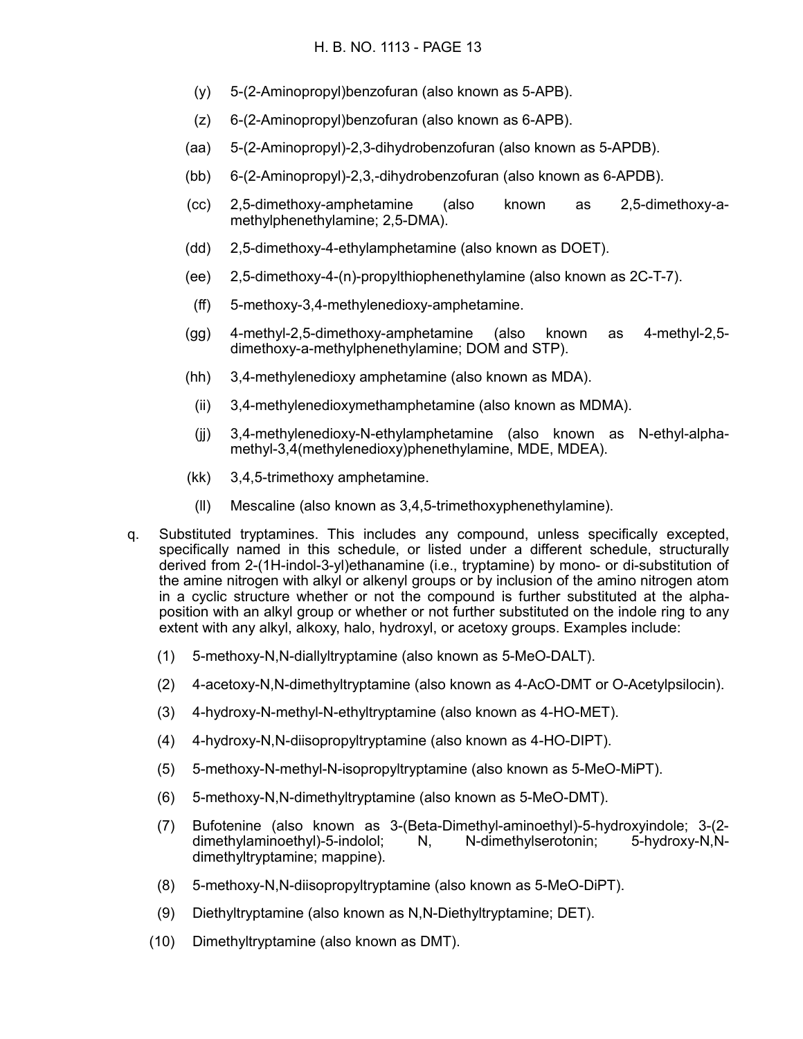(y) 5-(2-Aminopropyl)benzofuran (also known as 5-APB).

(z) 6-(2-Aminopropyl)benzofuran (also known as 6-APB).

(aa) 5-(2-Aminopropyl)-2,3-dihydrobenzofuran (also known as 5-APDB).

(bb) 6-(2-Aminopropyl)-2,3,-dihydrobenzofuran (also known as 6-APDB).

(cc) 2,5-dimethoxy-amphetamine (also known as 2,5-dimethoxy-a-methylphenethylamine; 2,5-DMA).

(dd) 2,5-dimethoxy-4-ethylamphetamine (also known as DOET).

(ee) 2,5-dimethoxy-4-(n)-propylthiophenethylamine (also known as 2C-T-7).

(ff) 5-methoxy-3,4-methylenedioxy-amphetamine.

(gg) 4-methyl-2,5-dimethoxy-amphetamine (also known as 4-methyl-2,5-dimethoxy-a-methylphenethylamine; DOM and STP).

(hh) 3,4-methylenedioxy amphetamine (also known as MDA).

(ii) 3,4-methylenedioxymethamphetamine (also known as MDMA).

(jj) 3,4-methylenedioxy-N-ethylamphetamine (also known as N-ethyl-alpha-methyl-3,4(methylenedioxy)phenethylamine, MDE, MDEA).

(kk) 3,4,5-trimethoxy amphetamine.

(ll) Mescaline (also known as 3,4,5-trimethoxyphenethylamine).

q. Substituted tryptamines. This includes any compound, unless specifically excepted, specifically named in this schedule, or listed under a different schedule, structurally derived from 2-(1H-indol-3-yl)ethanamine (i.e., tryptamine) by mono- or di-substitution of the amine nitrogen with alkyl or alkenyl groups or by inclusion of the amino nitrogen atom in a cyclic structure whether or not the compound is further substituted at the alpha-position with an alkyl group or whether or not further substituted on the indole ring to any extent with any alkyl, alkoxy, halo, hydroxyl, or acetoxy groups. Examples include:

(1) 5-methoxy-N,N-diallyltryptamine (also known as 5-MeO-DALT).

(2) 4-acetoxy-N,N-dimethyltryptamine (also known as 4-AcO-DMT or O-Acetylpsilocin).

(3) 4-hydroxy-N-methyl-N-ethyltryptamine (also known as 4-HO-MET).

(4) 4-hydroxy-N,N-diisopropyltryptamine (also known as 4-HO-DIPT).

(5) 5-methoxy-N-methyl-N-isopropyltryptamine (also known as 5-MeO-MiPT).

(6) 5-methoxy-N,N-dimethyltryptamine (also known as 5-MeO-DMT).

(7) Bufotenine (also known as 3-(Beta-Dimethyl-aminoethyl)-5-hydroxyindole; 3-(2-dimethylaminoethyl)-5-indolol; N, N-dimethylserotonin; 5-hydroxy-N,N-dimethyltryptamine; mappine).

(8) 5-methoxy-N,N-diisopropyltryptamine (also known as 5-MeO-DiPT).

(9) Diethyltryptamine (also known as N,N-Diethyltryptamine; DET).

(10) Dimethyltryptamine (also known as DMT).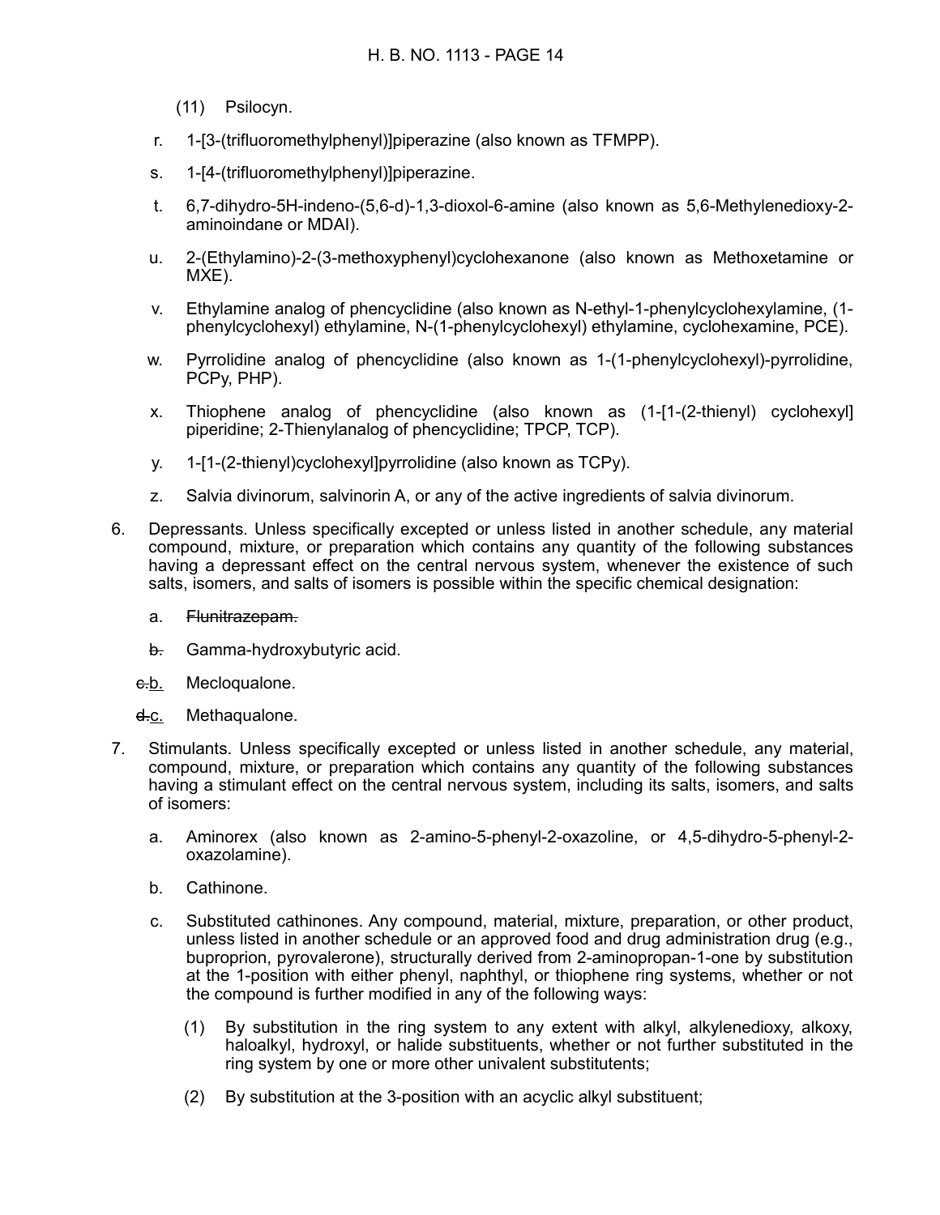(11) Psilocyn.

r. 1-[3-(trifluoromethylphenyl)]piperazine (also known as TFMPP).

s. 1-[4-(trifluoromethylphenyl)]piperazine.

t. 6,7-dihydro-5H-indeno-(5,6-d)-1,3-dioxol-6-amine (also known as 5,6-Methylenedioxy-2-aminoindane or MDAI).

u. 2-(Ethylamino)-2-(3-methoxyphenyl)cyclohexanone (also known as Methoxetamine or MXE).

v. Ethylamine analog of phencyclidine (also known as N-ethyl-1-phenylcyclohexylamine, (1-phenylcyclohexyl) ethylamine, N-(1-phenylcyclohexyl) ethylamine, cyclohexamine, PCE).

w. Pyrrolidine analog of phencyclidine (also known as 1-(1-phenylcyclohexyl)-pyrrolidine, PCPy, PHP).

x. Thiophene analog of phencyclidine (also known as (1-[1-(2-thienyl) cyclohexyl] piperidine; 2-Thienylanalog of phencyclidine; TPCP, TCP).

y. 1-[1-(2-thienyl)cyclohexyl]pyrrolidine (also known as TCPy).

z. Salvia divinorum, salvinorin A, or any of the active ingredients of salvia divinorum.

6. Depressants. Unless specifically excepted or unless listed in another schedule, any material compound, mixture, or preparation which contains any quantity of the following substances having a depressant effect on the central nervous system, whenever the existence of such salts, isomers, and salts of isomers is possible within the specific chemical designation:

   a. ~~Flunitrazepam.~~

   ~~b.~~ Gamma-hydroxybutyric acid.

   ~~c.~~b. Mecloqualone.

   ~~d.~~c. Methaqualone.

7. Stimulants. Unless specifically excepted or unless listed in another schedule, any material, compound, mixture, or preparation which contains any quantity of the following substances having a stimulant effect on the central nervous system, including its salts, isomers, and salts of isomers:

   a. Aminorex (also known as 2-amino-5-phenyl-2-oxazoline, or 4,5-dihydro-5-phenyl-2-oxazolamine).

   b. Cathinone.

   c. Substituted cathinones. Any compound, material, mixture, preparation, or other product, unless listed in another schedule or an approved food and drug administration drug (e.g., buproprion, pyrovalerone), structurally derived from 2-aminopropan-1-one by substitution at the 1-position with either phenyl, naphthyl, or thiophene ring systems, whether or not the compound is further modified in any of the following ways:

      (1) By substitution in the ring system to any extent with alkyl, alkylenedioxy, alkoxy, haloalkyl, hydroxyl, or halide substituents, whether or not further substituted in the ring system by one or more other univalent substitutents;

      (2) By substitution at the 3-position with an acyclic alkyl substituent;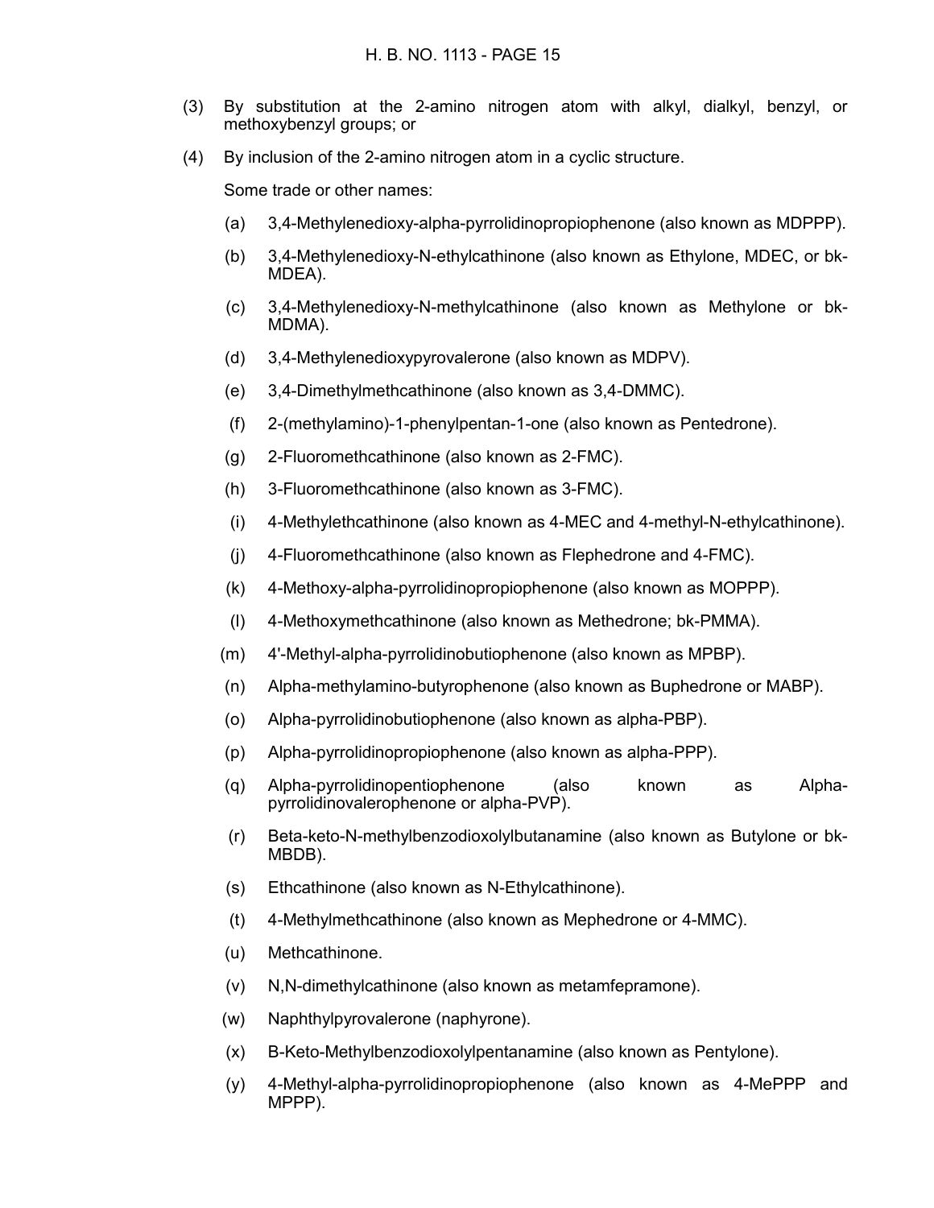(3) By substitution at the 2-amino nitrogen atom with alkyl, dialkyl, benzyl, or methoxybenzyl groups; or

(4) By inclusion of the 2-amino nitrogen atom in a cyclic structure.

Some trade or other names:

(a) 3,4-Methylenedioxy-alpha-pyrrolidinopropiophenone (also known as MDPPP).

(b) 3,4-Methylenedioxy-N-ethylcathinone (also known as Ethylone, MDEC, or bk-MDEA).

(c) 3,4-Methylenedioxy-N-methylcathinone (also known as Methylone or bk-MDMA).

(d) 3,4-Methylenedioxypyrovalerone (also known as MDPV).

(e) 3,4-Dimethylmethcathinone (also known as 3,4-DMMC).

(f) 2-(methylamino)-1-phenylpentan-1-one (also known as Pentedrone).

(g) 2-Fluoromethcathinone (also known as 2-FMC).

(h) 3-Fluoromethcathinone (also known as 3-FMC).

(i) 4-Methylethcathinone (also known as 4-MEC and 4-methyl-N-ethylcathinone).

(j) 4-Fluoromethcathinone (also known as Flephedrone and 4-FMC).

(k) 4-Methoxy-alpha-pyrrolidinopropiophenone (also known as MOPPP).

(l) 4-Methoxymethcathinone (also known as Methedrone; bk-PMMA).

(m) 4'-Methyl-alpha-pyrrolidinobutiophenone (also known as MPBP).

(n) Alpha-methylamino-butyrophenone (also known as Buphedrone or MABP).

(o) Alpha-pyrrolidinobutiophenone (also known as alpha-PBP).

(p) Alpha-pyrrolidinopropiophenone (also known as alpha-PPP).

(q) Alpha-pyrrolidinopentiophenone (also known as Alpha-pyrrolidinovalerophenone or alpha-PVP).

(r) Beta-keto-N-methylbenzodioxolylbutanamine (also known as Butylone or bk-MBDB).

(s) Ethcathinone (also known as N-Ethylcathinone).

(t) 4-Methylmethcathinone (also known as Mephedrone or 4-MMC).

(u) Methcathinone.

(v) N,N-dimethylcathinone (also known as metamfepramone).

(w) Naphthylpyrovalerone (naphyrone).

(x) B-Keto-Methylbenzodioxolylpentanamine (also known as Pentylone).

(y) 4-Methyl-alpha-pyrrolidinopropiophenone (also known as 4-MePPP and MPPP).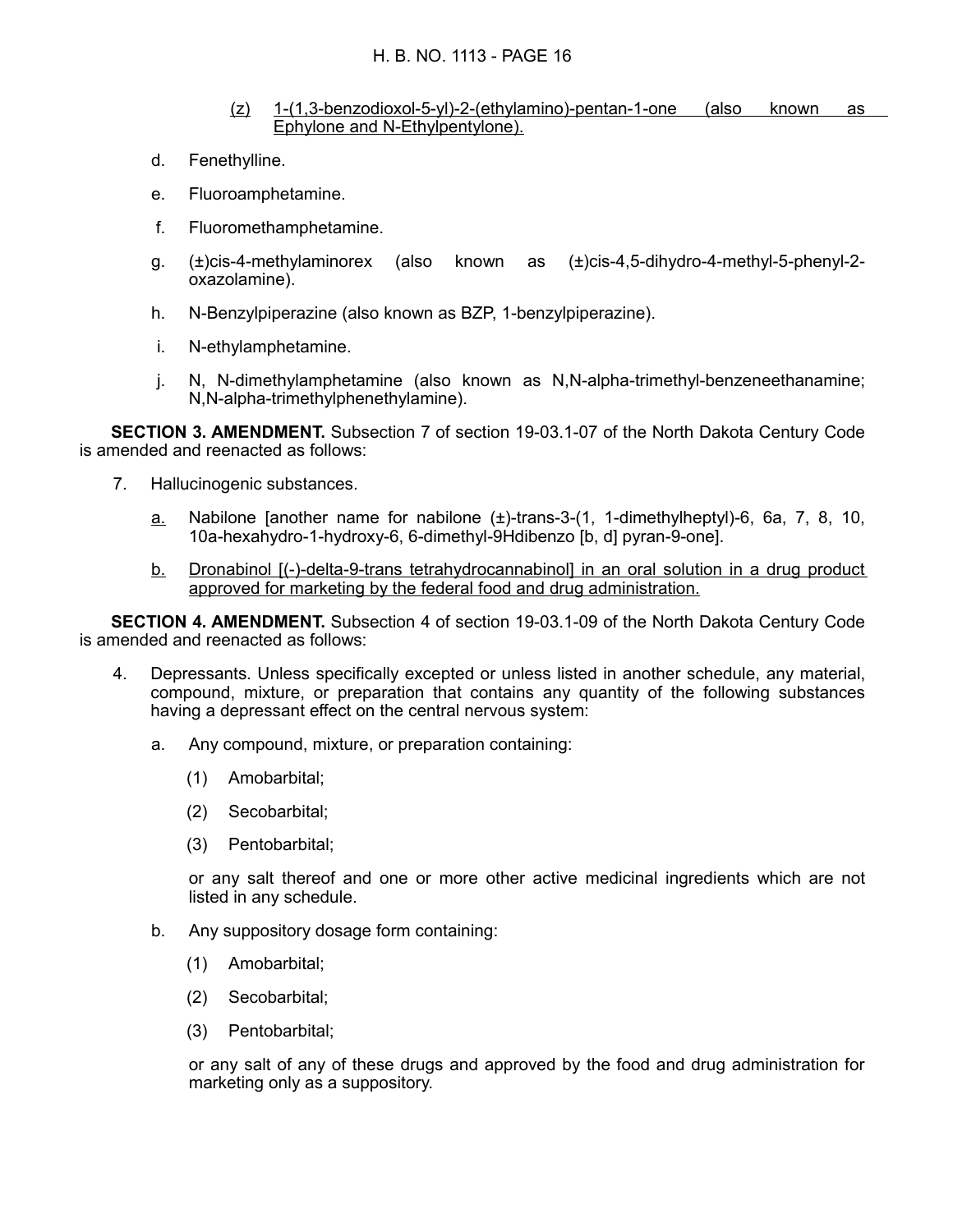(z) 1-(1,3-benzodioxol-5-yl)-2-(ethylamino)-pentan-1-one (also known as Ephylone and N-Ethylpentylone).

d. Fenethylline.

e. Fluoroamphetamine.

f. Fluoromethamphetamine.

g. (±)cis-4-methylaminorex (also known as (±)cis-4,5-dihydro-4-methyl-5-phenyl-2-oxazolamine).

h. N-Benzylpiperazine (also known as BZP, 1-benzylpiperazine).

i. N-ethylamphetamine.

j. N, N-dimethylamphetamine (also known as N,N-alpha-trimethyl-benzeneethanamine; N,N-alpha-trimethylphenethylamine).

**SECTION 3. AMENDMENT.** Subsection 7 of section 19-03.1-07 of the North Dakota Century Code is amended and reenacted as follows:

7. Hallucinogenic substances.

   a. Nabilone [another name for nabilone (±)-trans-3-(1, 1-dimethylheptyl)-6, 6a, 7, 8, 10, 10a-hexahydro-1-hydroxy-6, 6-dimethyl-9Hdibenzo [b, d] pyran-9-one].

   b. Dronabinol [(-)-delta-9-trans tetrahydrocannabinol] in an oral solution in a drug product approved for marketing by the federal food and drug administration.

**SECTION 4. AMENDMENT.** Subsection 4 of section 19-03.1-09 of the North Dakota Century Code is amended and reenacted as follows:

4. Depressants. Unless specifically excepted or unless listed in another schedule, any material, compound, mixture, or preparation that contains any quantity of the following substances having a depressant effect on the central nervous system:

   a. Any compound, mixture, or preparation containing:

      (1) Amobarbital;

      (2) Secobarbital;

      (3) Pentobarbital;

      or any salt thereof and one or more other active medicinal ingredients which are not listed in any schedule.

   b. Any suppository dosage form containing:

      (1) Amobarbital;

      (2) Secobarbital;

      (3) Pentobarbital;

      or any salt of any of these drugs and approved by the food and drug administration for marketing only as a suppository.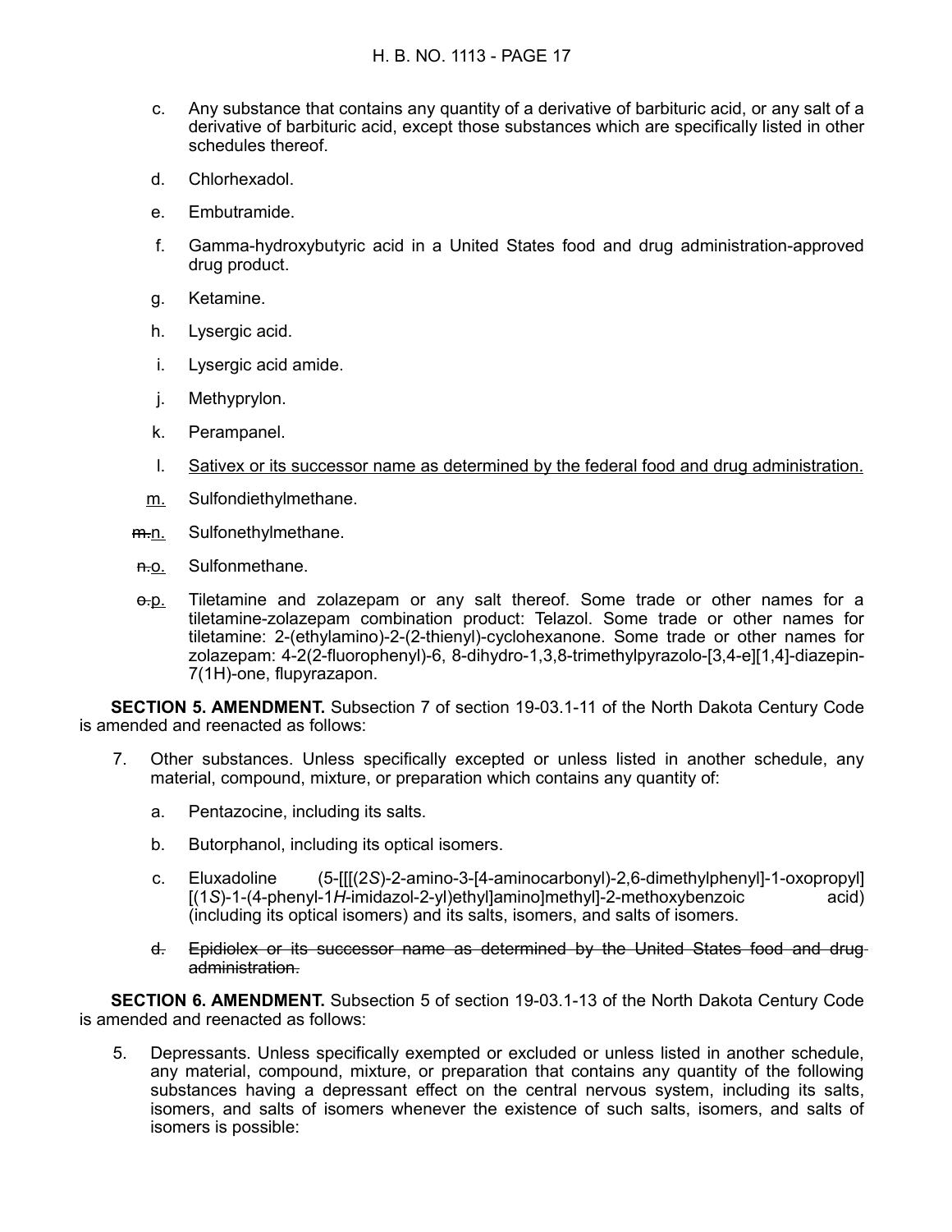c. Any substance that contains any quantity of a derivative of barbituric acid, or any salt of a derivative of barbituric acid, except those substances which are specifically listed in other schedules thereof.

d. Chlorhexadol.

e. Embutramide.

f. Gamma-hydroxybutyric acid in a United States food and drug administration-approved drug product.

g. Ketamine.

h. Lysergic acid.

i. Lysergic acid amide.

j. Methyprylon.

k. Perampanel.

l. <u>Sativex or its successor name as determined by the federal food and drug administration.</u>

<u>m.</u> Sulfondiethylmethane.

~~m.~~<u>n.</u> Sulfonethylmethane.

~~n.~~<u>o.</u> Sulfonmethane.

~~o.~~<u>p.</u> Tiletamine and zolazepam or any salt thereof. Some trade or other names for a tiletamine-zolazepam combination product: Telazol. Some trade or other names for tiletamine: 2-(ethylamino)-2-(2-thienyl)-cyclohexanone. Some trade or other names for zolazepam: 4-2(2-fluorophenyl)-6, 8-dihydro-1,3,8-trimethylpyrazolo-[3,4-e][1,4]-diazepin-7(1H)-one, flupyrazapon.

**SECTION 5. AMENDMENT.** Subsection 7 of section 19-03.1-11 of the North Dakota Century Code is amended and reenacted as follows:

7. Other substances. Unless specifically excepted or unless listed in another schedule, any material, compound, mixture, or preparation which contains any quantity of:

   a. Pentazocine, including its salts.

   b. Butorphanol, including its optical isomers.

   c. Eluxadoline (5-[[[(2*S*)-2-amino-3-[4-aminocarbonyl)-2,6-dimethylphenyl]-1-oxopropyl][(1*S*)-1-(4-phenyl-1*H*-imidazol-2-yl)ethyl]amino]methyl]-2-methoxybenzoic acid) (including its optical isomers) and its salts, isomers, and salts of isomers.

   ~~d. Epidiolex or its successor name as determined by the United States food and drug administration.~~

**SECTION 6. AMENDMENT.** Subsection 5 of section 19-03.1-13 of the North Dakota Century Code is amended and reenacted as follows:

5. Depressants. Unless specifically exempted or excluded or unless listed in another schedule, any material, compound, mixture, or preparation that contains any quantity of the following substances having a depressant effect on the central nervous system, including its salts, isomers, and salts of isomers whenever the existence of such salts, isomers, and salts of isomers is possible: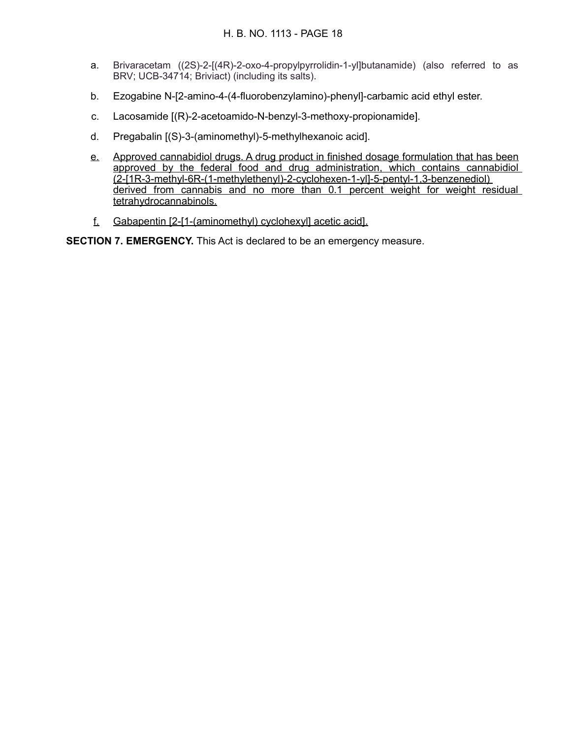a. Brivaracetam ((2S)-2-[(4R)-2-oxo-4-propylpyrrolidin-1-yl]butanamide) (also referred to as BRV; UCB-34714; Briviact) (including its salts).

b. Ezogabine N-[2-amino-4-(4-fluorobenzylamino)-phenyl]-carbamic acid ethyl ester.

c. Lacosamide [(R)-2-acetoamido-N-benzyl-3-methoxy-propionamide].

d. Pregabalin [(S)-3-(aminomethyl)-5-methylhexanoic acid].

e. Approved cannabidiol drugs. A drug product in finished dosage formulation that has been approved by the federal food and drug administration, which contains cannabidiol (2-[1R-3-methyl-6R-(1-methylethenyl)-2-cyclohexen-1-yl]-5-pentyl-1,3-benzenediol) derived from cannabis and no more than 0.1 percent weight for weight residual tetrahydrocannabinols.

f. Gabapentin [2-[1-(aminomethyl) cyclohexyl] acetic acid].

**SECTION 7. EMERGENCY.** This Act is declared to be an emergency measure.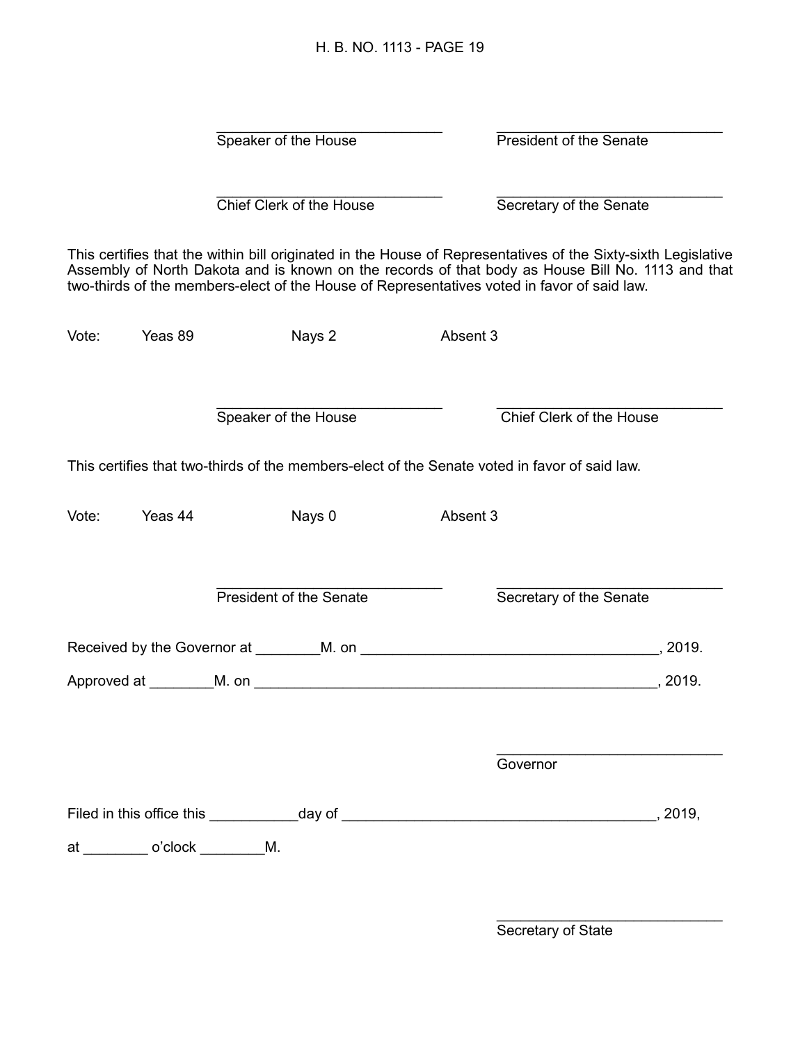| | |
|---|---|
| ____________________________ | ____________________________ |
| Speaker of the House | President of the Senate |
| ____________________________ | ____________________________ |
| Chief Clerk of the House | Secretary of the Senate |

This certifies that the within bill originated in the House of Representatives of the Sixty-sixth Legislative Assembly of North Dakota and is known on the records of that body as House Bill No. 1113 and that two-thirds of the members-elect of the House of Representatives voted in favor of said law.

| | | | |
|---|---|---|---|
| Vote: | Yeas 89 | Nays 2 | Absent 3 |

| | |
|---|---|
| ____________________________ | ____________________________ |
| Speaker of the House | Chief Clerk of the House |

This certifies that two-thirds of the members-elect of the Senate voted in favor of said law.

| | | | |
|---|---|---|---|
| Vote: | Yeas 44 | Nays 0 | Absent 3 |

| | |
|---|---|
| ____________________________ | ____________________________ |
| President of the Senate | Secretary of the Senate |

Received by the Governor at ________M. on _____________________________________, 2019.

Approved at ________M. on __________________________________________________, 2019.

____________________________
Governor

Filed in this office this ___________day of _______________________________________, 2019,

at ________ o'clock ________M.

____________________________
Secretary of State